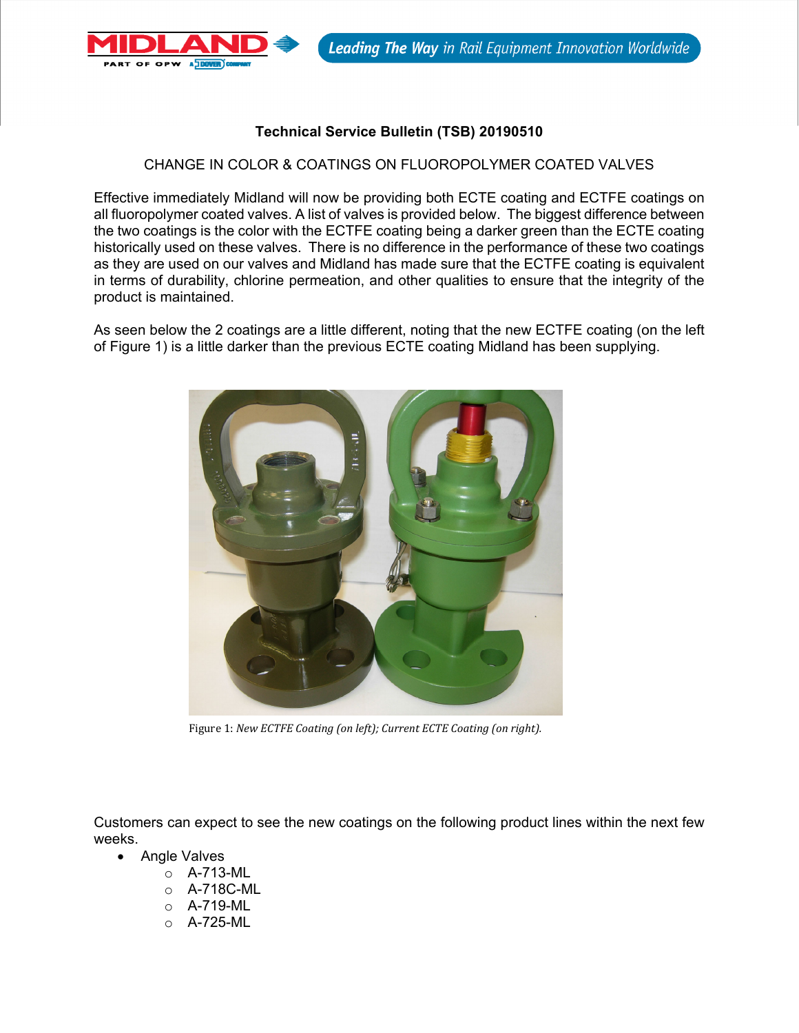# Technical Service Bulletin (TSB) 20190510

## CHANGE IN COLOR & COATINGS ON FLUOROPOLYMER COATED VALVES

Effective immediately Midland will now be providing both ECTE coating and ECTFE coatings on all fluoropolymer coated valves. A list of valves is provided below. The biggest difference between the two coatings is the color with the ECTFE coating being a darker green than the ECTE coating historically used on these valves. There is no difference in the performance of these two coatings as they are used on our valves and Midland has made sure that the ECTFE coating is equivalent in terms of durability, chlorine permeation, and other qualities to ensure that the integrity of the product is maintained.

As seen below the 2 coatings are a little different, noting that the new ECTFE coating (on the left of Figure 1) is a little darker than the previous ECTE coating Midland has been supplying.

Figure 1: *New ECTFE Coating (on left); Current ECTE Coating (on right).*

Customers can expect to see the new coatings on the following product lines within the next few weeks.

- Angle Valves
  - A-713-ML
  - A-718C-ML
  - A-719-ML
  - A-725-ML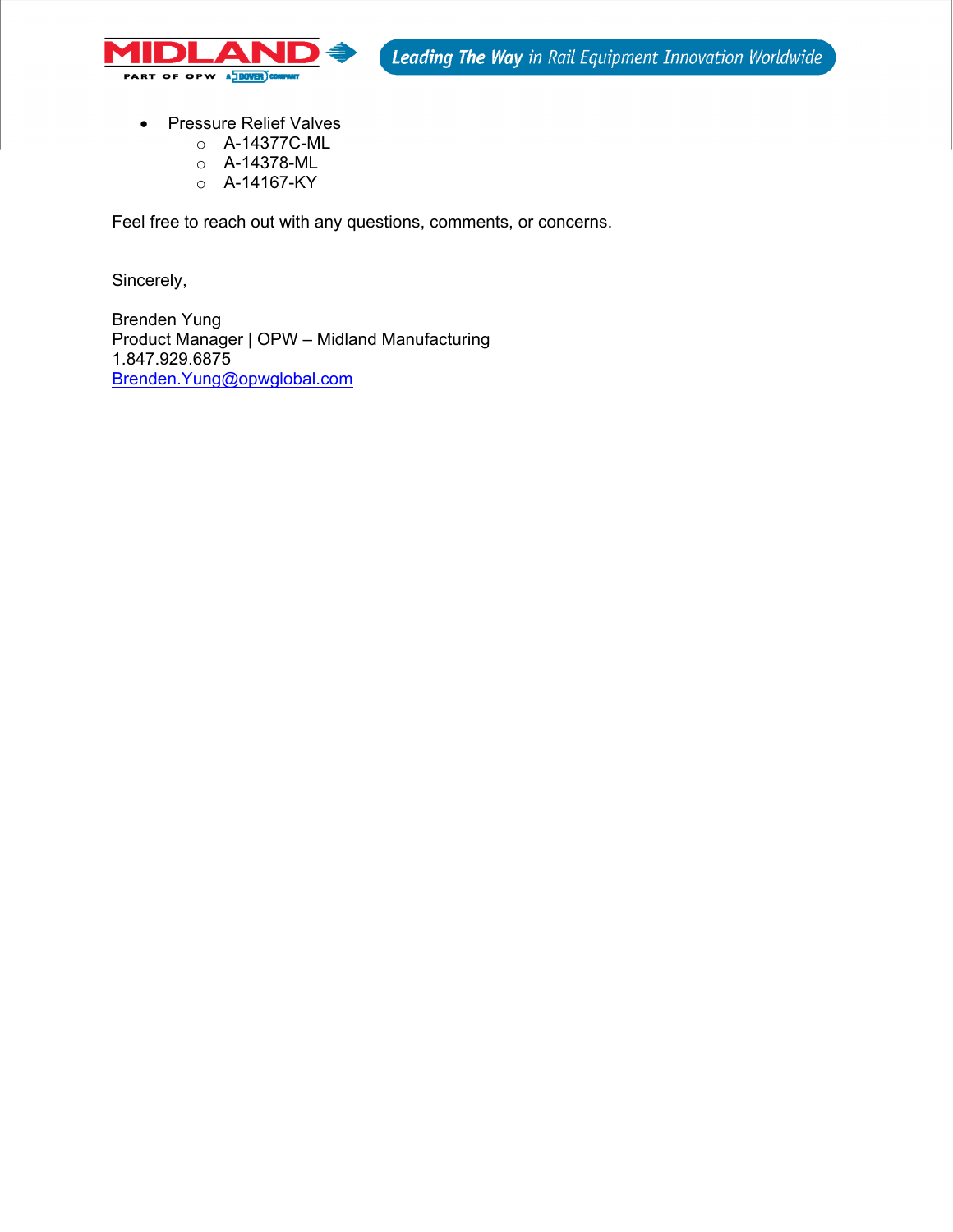- Pressure Relief Valves
    - A-14377C-ML
    - A-14378-ML
    - A-14167-KY

Feel free to reach out with any questions, comments, or concerns.

Sincerely,

Brenden Yung
Product Manager | OPW – Midland Manufacturing
1.847.929.6875
Brenden.Yung@opwglobal.com